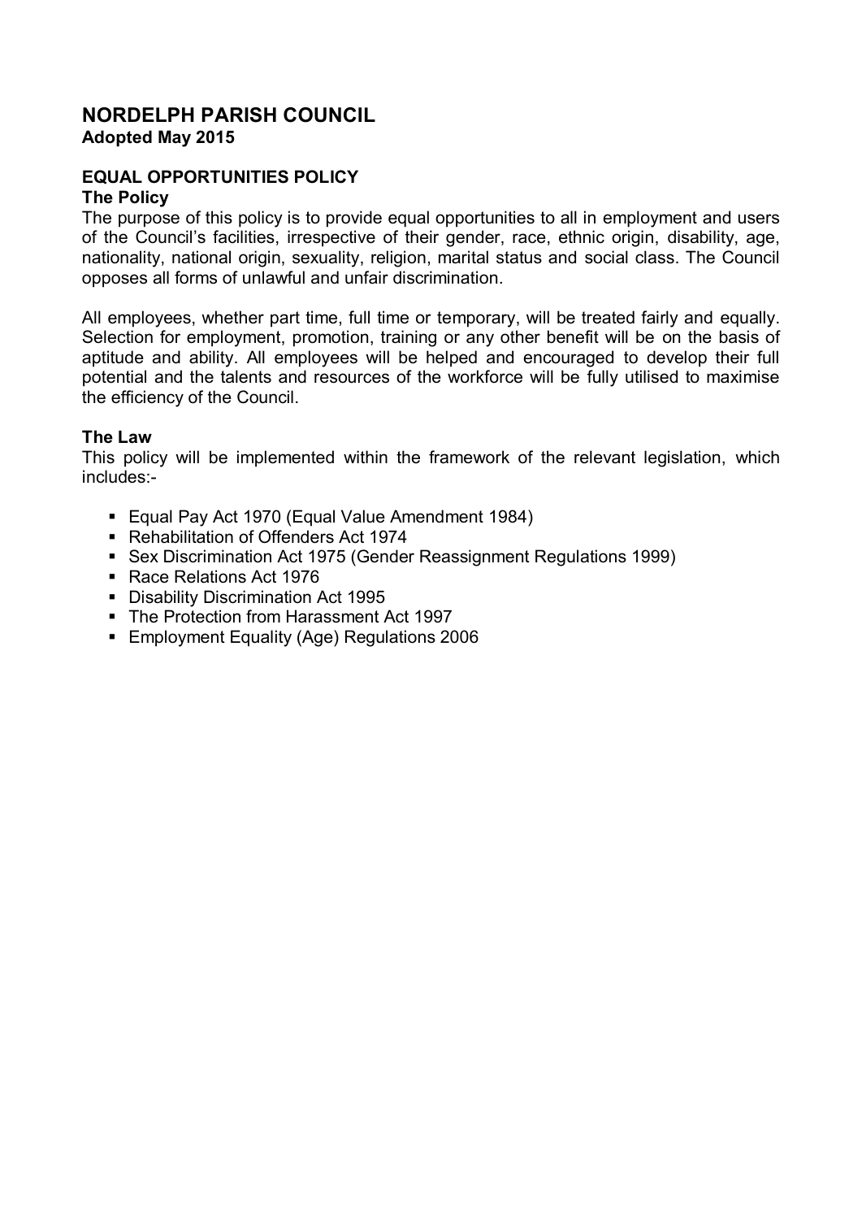# NORDELPH PARISH COUNCIL

**Adopted May 2015**

## EQUAL OPPORTUNITIES POLICY

### The Policy

The purpose of this policy is to provide equal opportunities to all in employment and users of the Council's facilities, irrespective of their gender, race, ethnic origin, disability, age, nationality, national origin, sexuality, religion, marital status and social class. The Council opposes all forms of unlawful and unfair discrimination.

All employees, whether part time, full time or temporary, will be treated fairly and equally. Selection for employment, promotion, training or any other benefit will be on the basis of aptitude and ability. All employees will be helped and encouraged to develop their full potential and the talents and resources of the workforce will be fully utilised to maximise the efficiency of the Council.

### The Law

This policy will be implemented within the framework of the relevant legislation, which includes:-

- Equal Pay Act 1970 (Equal Value Amendment 1984)
- Rehabilitation of Offenders Act 1974
- Sex Discrimination Act 1975 (Gender Reassignment Regulations 1999)
- Race Relations Act 1976
- Disability Discrimination Act 1995
- The Protection from Harassment Act 1997
- Employment Equality (Age) Regulations 2006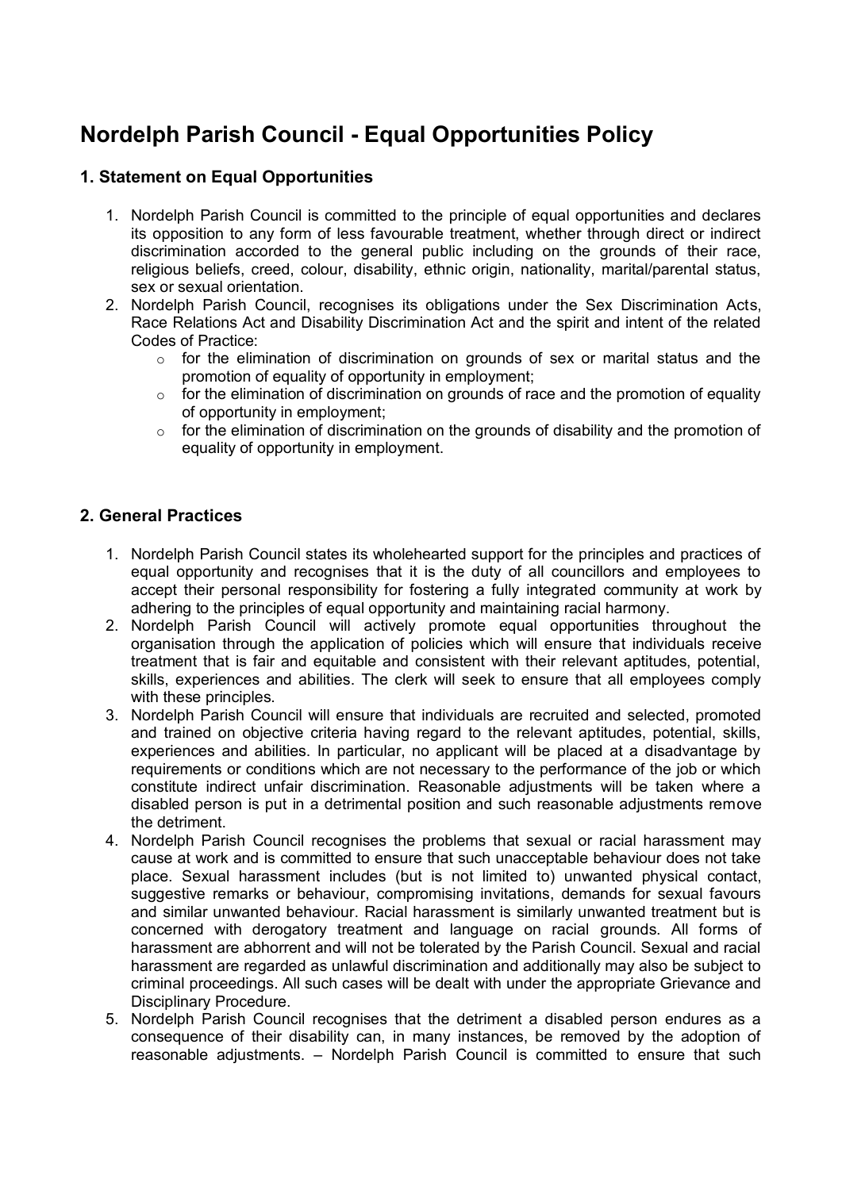# Nordelph Parish Council - Equal Opportunities Policy

## 1. Statement on Equal Opportunities

1. Nordelph Parish Council is committed to the principle of equal opportunities and declares its opposition to any form of less favourable treatment, whether through direct or indirect discrimination accorded to the general public including on the grounds of their race, religious beliefs, creed, colour, disability, ethnic origin, nationality, marital/parental status, sex or sexual orientation.
2. Nordelph Parish Council, recognises its obligations under the Sex Discrimination Acts, Race Relations Act and Disability Discrimination Act and the spirit and intent of the related Codes of Practice:
   - for the elimination of discrimination on grounds of sex or marital status and the promotion of equality of opportunity in employment;
   - for the elimination of discrimination on grounds of race and the promotion of equality of opportunity in employment;
   - for the elimination of discrimination on the grounds of disability and the promotion of equality of opportunity in employment.

## 2. General Practices

1. Nordelph Parish Council states its wholehearted support for the principles and practices of equal opportunity and recognises that it is the duty of all councillors and employees to accept their personal responsibility for fostering a fully integrated community at work by adhering to the principles of equal opportunity and maintaining racial harmony.
2. Nordelph Parish Council will actively promote equal opportunities throughout the organisation through the application of policies which will ensure that individuals receive treatment that is fair and equitable and consistent with their relevant aptitudes, potential, skills, experiences and abilities. The clerk will seek to ensure that all employees comply with these principles.
3. Nordelph Parish Council will ensure that individuals are recruited and selected, promoted and trained on objective criteria having regard to the relevant aptitudes, potential, skills, experiences and abilities. In particular, no applicant will be placed at a disadvantage by requirements or conditions which are not necessary to the performance of the job or which constitute indirect unfair discrimination. Reasonable adjustments will be taken where a disabled person is put in a detrimental position and such reasonable adjustments remove the detriment.
4. Nordelph Parish Council recognises the problems that sexual or racial harassment may cause at work and is committed to ensure that such unacceptable behaviour does not take place. Sexual harassment includes (but is not limited to) unwanted physical contact, suggestive remarks or behaviour, compromising invitations, demands for sexual favours and similar unwanted behaviour. Racial harassment is similarly unwanted treatment but is concerned with derogatory treatment and language on racial grounds. All forms of harassment are abhorrent and will not be tolerated by the Parish Council. Sexual and racial harassment are regarded as unlawful discrimination and additionally may also be subject to criminal proceedings. All such cases will be dealt with under the appropriate Grievance and Disciplinary Procedure.
5. Nordelph Parish Council recognises that the detriment a disabled person endures as a consequence of their disability can, in many instances, be removed by the adoption of reasonable adjustments. – Nordelph Parish Council is committed to ensure that such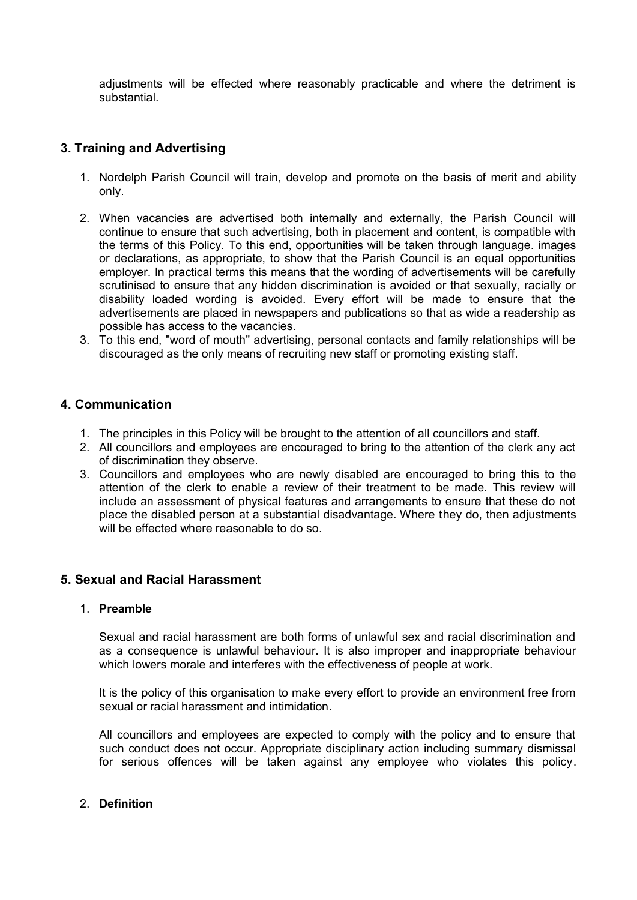adjustments will be effected where reasonably practicable and where the detriment is substantial.

## 3. Training and Advertising

1. Nordelph Parish Council will train, develop and promote on the basis of merit and ability only.
2. When vacancies are advertised both internally and externally, the Parish Council will continue to ensure that such advertising, both in placement and content, is compatible with the terms of this Policy. To this end, opportunities will be taken through language. images or declarations, as appropriate, to show that the Parish Council is an equal opportunities employer. In practical terms this means that the wording of advertisements will be carefully scrutinised to ensure that any hidden discrimination is avoided or that sexually, racially or disability loaded wording is avoided. Every effort will be made to ensure that the advertisements are placed in newspapers and publications so that as wide a readership as possible has access to the vacancies.
3. To this end, "word of mouth" advertising, personal contacts and family relationships will be discouraged as the only means of recruiting new staff or promoting existing staff.

## 4. Communication

1. The principles in this Policy will be brought to the attention of all councillors and staff.
2. All councillors and employees are encouraged to bring to the attention of the clerk any act of discrimination they observe.
3. Councillors and employees who are newly disabled are encouraged to bring this to the attention of the clerk to enable a review of their treatment to be made. This review will include an assessment of physical features and arrangements to ensure that these do not place the disabled person at a substantial disadvantage. Where they do, then adjustments will be effected where reasonable to do so.

## 5. Sexual and Racial Harassment

1. **Preamble**

   Sexual and racial harassment are both forms of unlawful sex and racial discrimination and as a consequence is unlawful behaviour. It is also improper and inappropriate behaviour which lowers morale and interferes with the effectiveness of people at work.

   It is the policy of this organisation to make every effort to provide an environment free from sexual or racial harassment and intimidation.

   All councillors and employees are expected to comply with the policy and to ensure that such conduct does not occur. Appropriate disciplinary action including summary dismissal for serious offences will be taken against any employee who violates this policy.

2. **Definition**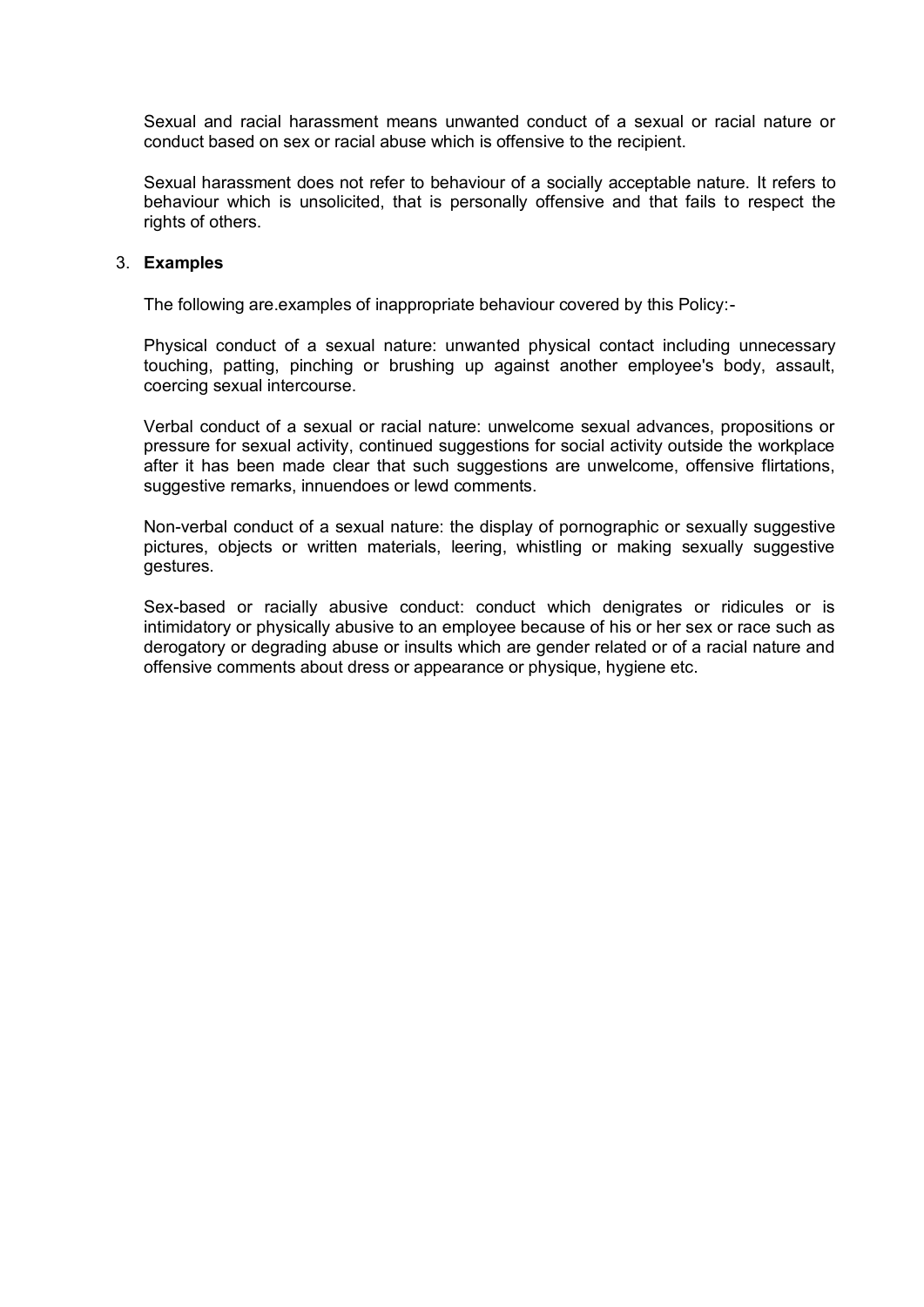Sexual and racial harassment means unwanted conduct of a sexual or racial nature or conduct based on sex or racial abuse which is offensive to the recipient.

Sexual harassment does not refer to behaviour of a socially acceptable nature. It refers to behaviour which is unsolicited, that is personally offensive and that fails to respect the rights of others.

3. **Examples**

The following are.examples of inappropriate behaviour covered by this Policy:-

Physical conduct of a sexual nature: unwanted physical contact including unnecessary touching, patting, pinching or brushing up against another employee's body, assault, coercing sexual intercourse.

Verbal conduct of a sexual or racial nature: unwelcome sexual advances, propositions or pressure for sexual activity, continued suggestions for social activity outside the workplace after it has been made clear that such suggestions are unwelcome, offensive flirtations, suggestive remarks, innuendoes or lewd comments.

Non-verbal conduct of a sexual nature: the display of pornographic or sexually suggestive pictures, objects or written materials, leering, whistling or making sexually suggestive gestures.

Sex-based or racially abusive conduct: conduct which denigrates or ridicules or is intimidatory or physically abusive to an employee because of his or her sex or race such as derogatory or degrading abuse or insults which are gender related or of a racial nature and offensive comments about dress or appearance or physique, hygiene etc.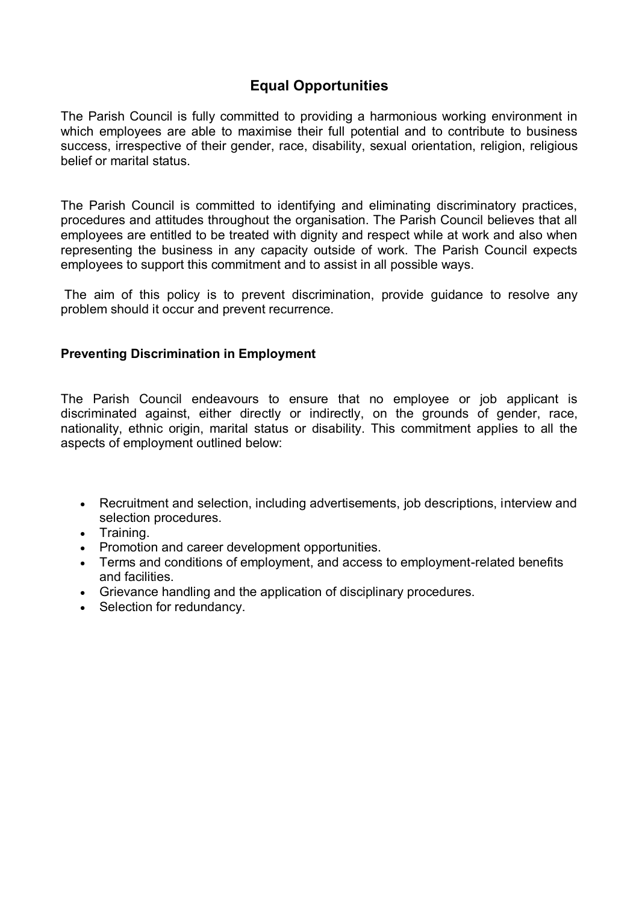## Equal Opportunities

The Parish Council is fully committed to providing a harmonious working environment in which employees are able to maximise their full potential and to contribute to business success, irrespective of their gender, race, disability, sexual orientation, religion, religious belief or marital status.

The Parish Council is committed to identifying and eliminating discriminatory practices, procedures and attitudes throughout the organisation. The Parish Council believes that all employees are entitled to be treated with dignity and respect while at work and also when representing the business in any capacity outside of work. The Parish Council expects employees to support this commitment and to assist in all possible ways.

The aim of this policy is to prevent discrimination, provide guidance to resolve any problem should it occur and prevent recurrence.

### Preventing Discrimination in Employment

The Parish Council endeavours to ensure that no employee or job applicant is discriminated against, either directly or indirectly, on the grounds of gender, race, nationality, ethnic origin, marital status or disability. This commitment applies to all the aspects of employment outlined below:

- Recruitment and selection, including advertisements, job descriptions, interview and selection procedures.
- Training.
- Promotion and career development opportunities.
- Terms and conditions of employment, and access to employment-related benefits and facilities.
- Grievance handling and the application of disciplinary procedures.
- Selection for redundancy.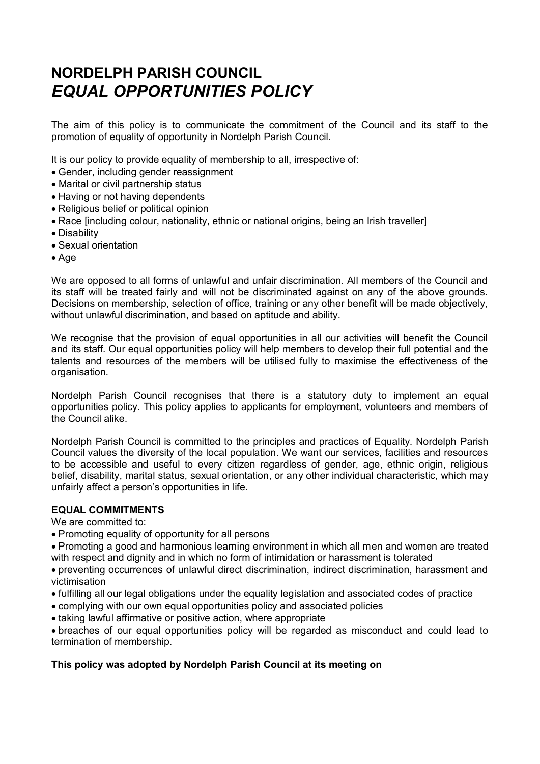# NORDELPH PARISH COUNCIL
# *EQUAL OPPORTUNITIES POLICY*

The aim of this policy is to communicate the commitment of the Council and its staff to the promotion of equality of opportunity in Nordelph Parish Council.

It is our policy to provide equality of membership to all, irrespective of:

- Gender, including gender reassignment
- Marital or civil partnership status
- Having or not having dependents
- Religious belief or political opinion
- Race [including colour, nationality, ethnic or national origins, being an Irish traveller]
- Disability
- Sexual orientation
- Age

We are opposed to all forms of unlawful and unfair discrimination. All members of the Council and its staff will be treated fairly and will not be discriminated against on any of the above grounds. Decisions on membership, selection of office, training or any other benefit will be made objectively, without unlawful discrimination, and based on aptitude and ability.

We recognise that the provision of equal opportunities in all our activities will benefit the Council and its staff. Our equal opportunities policy will help members to develop their full potential and the talents and resources of the members will be utilised fully to maximise the effectiveness of the organisation.

Nordelph Parish Council recognises that there is a statutory duty to implement an equal opportunities policy. This policy applies to applicants for employment, volunteers and members of the Council alike.

Nordelph Parish Council is committed to the principles and practices of Equality. Nordelph Parish Council values the diversity of the local population. We want our services, facilities and resources to be accessible and useful to every citizen regardless of gender, age, ethnic origin, religious belief, disability, marital status, sexual orientation, or any other individual characteristic, which may unfairly affect a person's opportunities in life.

**EQUAL COMMITMENTS**

We are committed to:

- Promoting equality of opportunity for all persons
- Promoting a good and harmonious learning environment in which all men and women are treated with respect and dignity and in which no form of intimidation or harassment is tolerated
- preventing occurrences of unlawful direct discrimination, indirect discrimination, harassment and victimisation
- fulfilling all our legal obligations under the equality legislation and associated codes of practice
- complying with our own equal opportunities policy and associated policies
- taking lawful affirmative or positive action, where appropriate
- breaches of our equal opportunities policy will be regarded as misconduct and could lead to termination of membership.

**This policy was adopted by Nordelph Parish Council at its meeting on**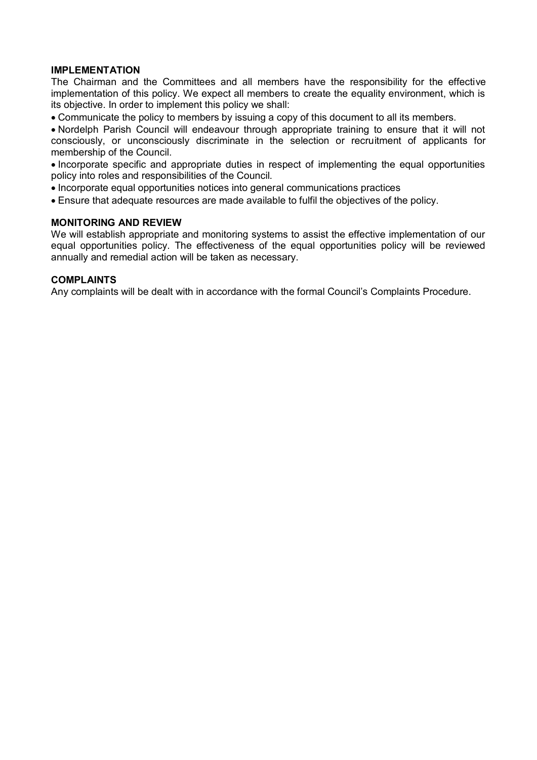**IMPLEMENTATION**

The Chairman and the Committees and all members have the responsibility for the effective implementation of this policy. We expect all members to create the equality environment, which is its objective. In order to implement this policy we shall:

- Communicate the policy to members by issuing a copy of this document to all its members.
- Nordelph Parish Council will endeavour through appropriate training to ensure that it will not consciously, or unconsciously discriminate in the selection or recruitment of applicants for membership of the Council.
- Incorporate specific and appropriate duties in respect of implementing the equal opportunities policy into roles and responsibilities of the Council.
- Incorporate equal opportunities notices into general communications practices
- Ensure that adequate resources are made available to fulfil the objectives of the policy.

**MONITORING AND REVIEW**

We will establish appropriate and monitoring systems to assist the effective implementation of our equal opportunities policy. The effectiveness of the equal opportunities policy will be reviewed annually and remedial action will be taken as necessary.

**COMPLAINTS**

Any complaints will be dealt with in accordance with the formal Council's Complaints Procedure.